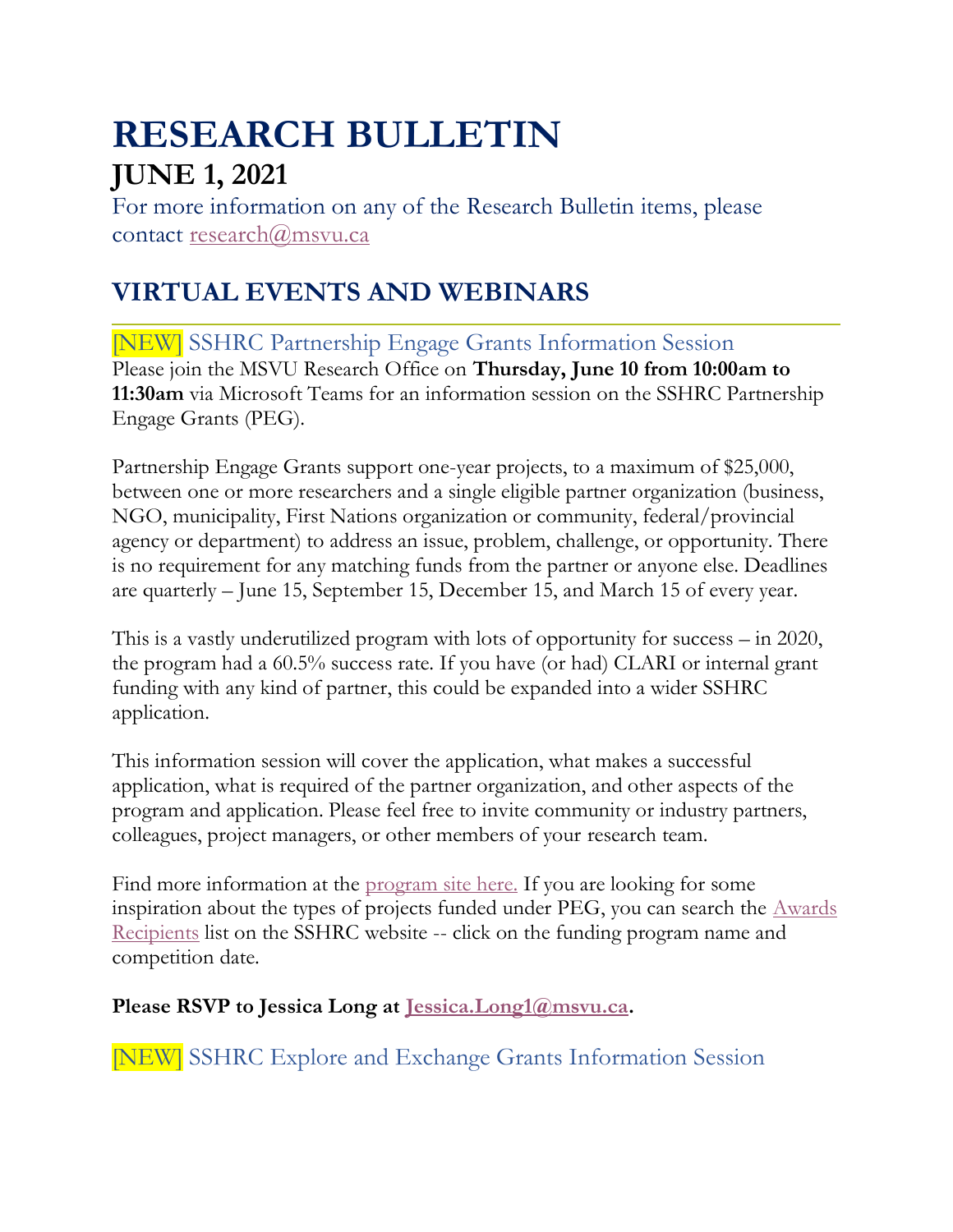# RESEARCH BULLETIN

## JUNE 1, 2021

For more information on any of the Research Bulletin items, please contact research@msvu.ca

## VIRTUAL EVENTS AND WEBINARS

### [NEW] SSHRC Partnership Engage Grants Information Session

Please join the MSVU Research Office on **Thursday, June 10 from 10:00am to 11:30am** via Microsoft Teams for an information session on the SSHRC Partnership Engage Grants (PEG).

Partnership Engage Grants support one-year projects, to a maximum of $25,000, between one or more researchers and a single eligible partner organization (business, NGO, municipality, First Nations organization or community, federal/provincial agency or department) to address an issue, problem, challenge, or opportunity. There is no requirement for any matching funds from the partner or anyone else. Deadlines are quarterly – June 15, September 15, December 15, and March 15 of every year.

This is a vastly underutilized program with lots of opportunity for success – in 2020, the program had a 60.5% success rate. If you have (or had) CLARI or internal grant funding with any kind of partner, this could be expanded into a wider SSHRC application.

This information session will cover the application, what makes a successful application, what is required of the partner organization, and other aspects of the program and application. Please feel free to invite community or industry partners, colleagues, project managers, or other members of your research team.

Find more information at the program site here. If you are looking for some inspiration about the types of projects funded under PEG, you can search the Awards Recipients list on the SSHRC website -- click on the funding program name and competition date.

**Please RSVP to Jessica Long at Jessica.Long1@msvu.ca.**

### [NEW] SSHRC Explore and Exchange Grants Information Session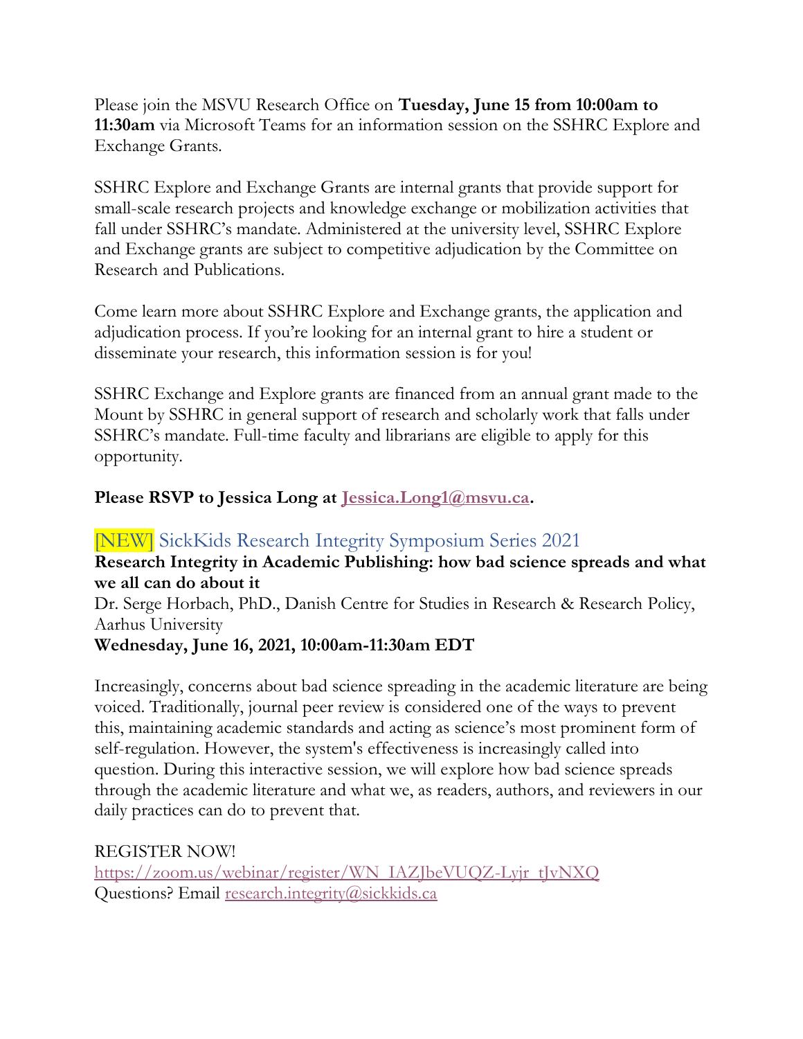Please join the MSVU Research Office on **Tuesday, June 15 from 10:00am to 11:30am** via Microsoft Teams for an information session on the SSHRC Explore and Exchange Grants.

SSHRC Explore and Exchange Grants are internal grants that provide support for small-scale research projects and knowledge exchange or mobilization activities that fall under SSHRC's mandate. Administered at the university level, SSHRC Explore and Exchange grants are subject to competitive adjudication by the Committee on Research and Publications.

Come learn more about SSHRC Explore and Exchange grants, the application and adjudication process. If you're looking for an internal grant to hire a student or disseminate your research, this information session is for you!

SSHRC Exchange and Explore grants are financed from an annual grant made to the Mount by SSHRC in general support of research and scholarly work that falls under SSHRC's mandate. Full-time faculty and librarians are eligible to apply for this opportunity.

**Please RSVP to Jessica Long at [Jessica.Long1@msvu.ca](mailto:Jessica.Long1@msvu.ca).**

## [NEW] SickKids Research Integrity Symposium Series 2021

**Research Integrity in Academic Publishing: how bad science spreads and what we all can do about it**

Dr. Serge Horbach, PhD., Danish Centre for Studies in Research & Research Policy, Aarhus University

**Wednesday, June 16, 2021, 10:00am-11:30am EDT**

Increasingly, concerns about bad science spreading in the academic literature are being voiced. Traditionally, journal peer review is considered one of the ways to prevent this, maintaining academic standards and acting as science's most prominent form of self-regulation. However, the system's effectiveness is increasingly called into question. During this interactive session, we will explore how bad science spreads through the academic literature and what we, as readers, authors, and reviewers in our daily practices can do to prevent that.

REGISTER NOW!
[https://zoom.us/webinar/register/WN_IAZJbeVUQZ-Lyjr_tJvNXQ](https://zoom.us/webinar/register/WN_IAZJbeVUQZ-Lyjr_tJvNXQ)
Questions? Email [research.integrity@sickkids.ca](mailto:research.integrity@sickkids.ca)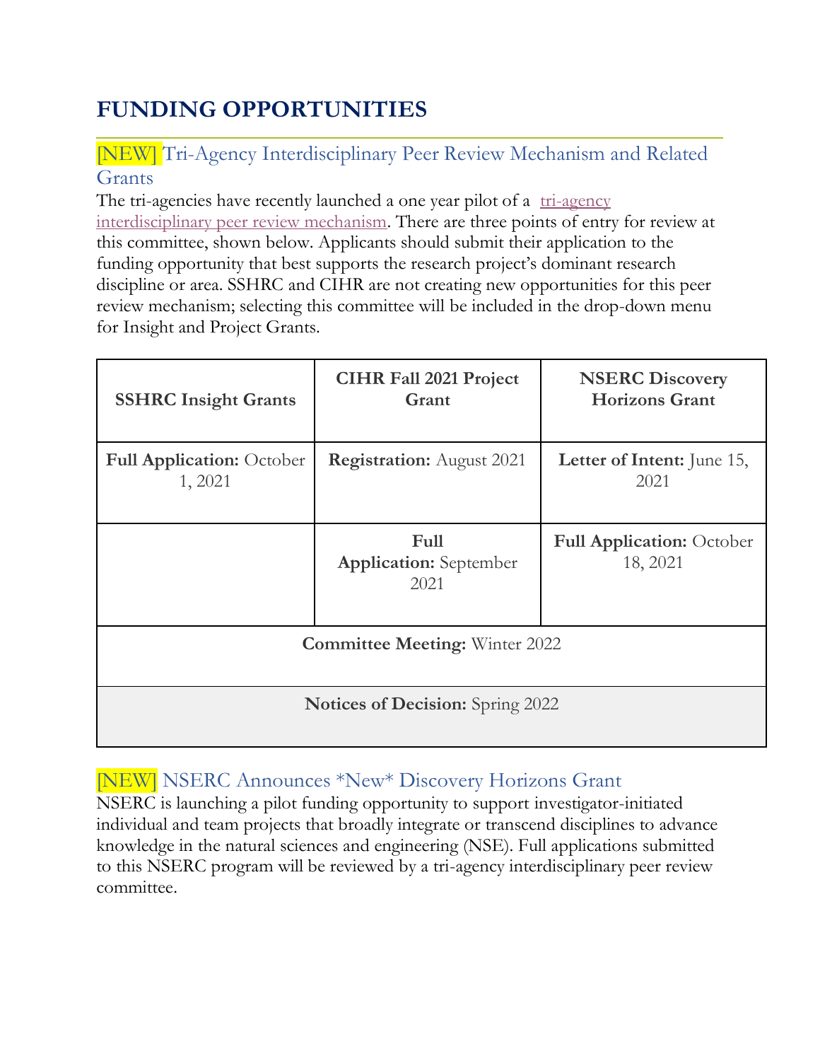# FUNDING OPPORTUNITIES

## [NEW] Tri-Agency Interdisciplinary Peer Review Mechanism and Related Grants

The tri-agencies have recently launched a one year pilot of a tri-agency interdisciplinary peer review mechanism. There are three points of entry for review at this committee, shown below. Applicants should submit their application to the funding opportunity that best supports the research project's dominant research discipline or area. SSHRC and CIHR are not creating new opportunities for this peer review mechanism; selecting this committee will be included in the drop-down menu for Insight and Project Grants.

| SSHRC Insight Grants | CIHR Fall 2021 Project Grant | NSERC Discovery Horizons Grant |
|---|---|---|
| **Full Application:** October 1, 2021 | **Registration:** August 2021 | **Letter of Intent:** June 15, 2021 |
| | **Full Application:** September 2021 | **Full Application:** October 18, 2021 |
| **Committee Meeting:** Winter 2022 | | |
| **Notices of Decision:** Spring 2022 | | |

## [NEW] NSERC Announces *New* Discovery Horizons Grant

NSERC is launching a pilot funding opportunity to support investigator-initiated individual and team projects that broadly integrate or transcend disciplines to advance knowledge in the natural sciences and engineering (NSE). Full applications submitted to this NSERC program will be reviewed by a tri-agency interdisciplinary peer review committee.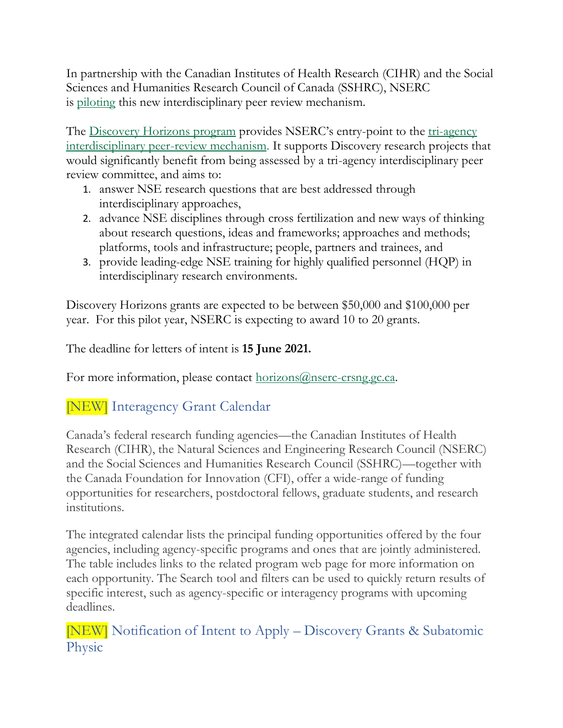In partnership with the Canadian Institutes of Health Research (CIHR) and the Social Sciences and Humanities Research Council of Canada (SSHRC), NSERC is piloting this new interdisciplinary peer review mechanism.

The Discovery Horizons program provides NSERC's entry-point to the tri-agency interdisciplinary peer-review mechanism. It supports Discovery research projects that would significantly benefit from being assessed by a tri-agency interdisciplinary peer review committee, and aims to:

1. answer NSE research questions that are best addressed through interdisciplinary approaches,
2. advance NSE disciplines through cross fertilization and new ways of thinking about research questions, ideas and frameworks; approaches and methods; platforms, tools and infrastructure; people, partners and trainees, and
3. provide leading-edge NSE training for highly qualified personnel (HQP) in interdisciplinary research environments.

Discovery Horizons grants are expected to be between $50,000 and $100,000 per year. For this pilot year, NSERC is expecting to award 10 to 20 grants.

The deadline for letters of intent is **15 June 2021.**

For more information, please contact horizons@nserc-crsng.gc.ca.

## [NEW] Interagency Grant Calendar

Canada's federal research funding agencies—the Canadian Institutes of Health Research (CIHR), the Natural Sciences and Engineering Research Council (NSERC) and the Social Sciences and Humanities Research Council (SSHRC)—together with the Canada Foundation for Innovation (CFI), offer a wide-range of funding opportunities for researchers, postdoctoral fellows, graduate students, and research institutions.

The integrated calendar lists the principal funding opportunities offered by the four agencies, including agency-specific programs and ones that are jointly administered. The table includes links to the related program web page for more information on each opportunity. The Search tool and filters can be used to quickly return results of specific interest, such as agency-specific or interagency programs with upcoming deadlines.

## [NEW] Notification of Intent to Apply – Discovery Grants & Subatomic Physic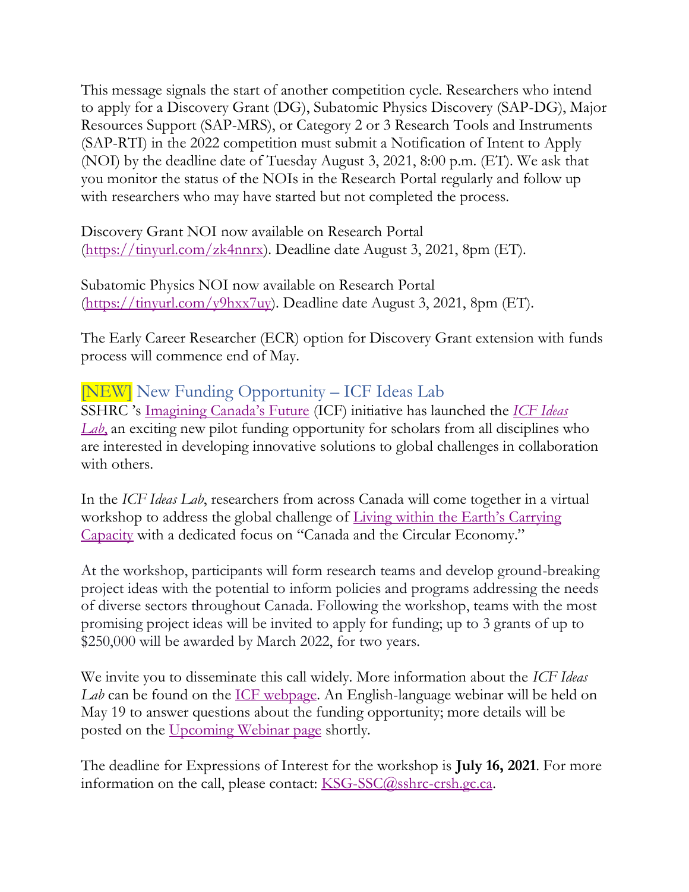This message signals the start of another competition cycle. Researchers who intend to apply for a Discovery Grant (DG), Subatomic Physics Discovery (SAP-DG), Major Resources Support (SAP-MRS), or Category 2 or 3 Research Tools and Instruments (SAP-RTI) in the 2022 competition must submit a Notification of Intent to Apply (NOI) by the deadline date of Tuesday August 3, 2021, 8:00 p.m. (ET). We ask that you monitor the status of the NOIs in the Research Portal regularly and follow up with researchers who may have started but not completed the process.

Discovery Grant NOI now available on Research Portal (https://tinyurl.com/zk4nnrx). Deadline date August 3, 2021, 8pm (ET).

Subatomic Physics NOI now available on Research Portal (https://tinyurl.com/y9hxx7uy). Deadline date August 3, 2021, 8pm (ET).

The Early Career Researcher (ECR) option for Discovery Grant extension with funds process will commence end of May.

## [NEW] New Funding Opportunity – ICF Ideas Lab

SSHRC 's Imagining Canada's Future (ICF) initiative has launched the *ICF Ideas Lab*, an exciting new pilot funding opportunity for scholars from all disciplines who are interested in developing innovative solutions to global challenges in collaboration with others.

In the *ICF Ideas Lab*, researchers from across Canada will come together in a virtual workshop to address the global challenge of Living within the Earth's Carrying Capacity with a dedicated focus on "Canada and the Circular Economy."

At the workshop, participants will form research teams and develop ground-breaking project ideas with the potential to inform policies and programs addressing the needs of diverse sectors throughout Canada. Following the workshop, teams with the most promising project ideas will be invited to apply for funding; up to 3 grants of up to $250,000 will be awarded by March 2022, for two years.

We invite you to disseminate this call widely. More information about the *ICF Ideas Lab* can be found on the ICF webpage. An English-language webinar will be held on May 19 to answer questions about the funding opportunity; more details will be posted on the Upcoming Webinar page shortly.

The deadline for Expressions of Interest for the workshop is **July 16, 2021**. For more information on the call, please contact: KSG-SSC@sshrc-crsh.gc.ca.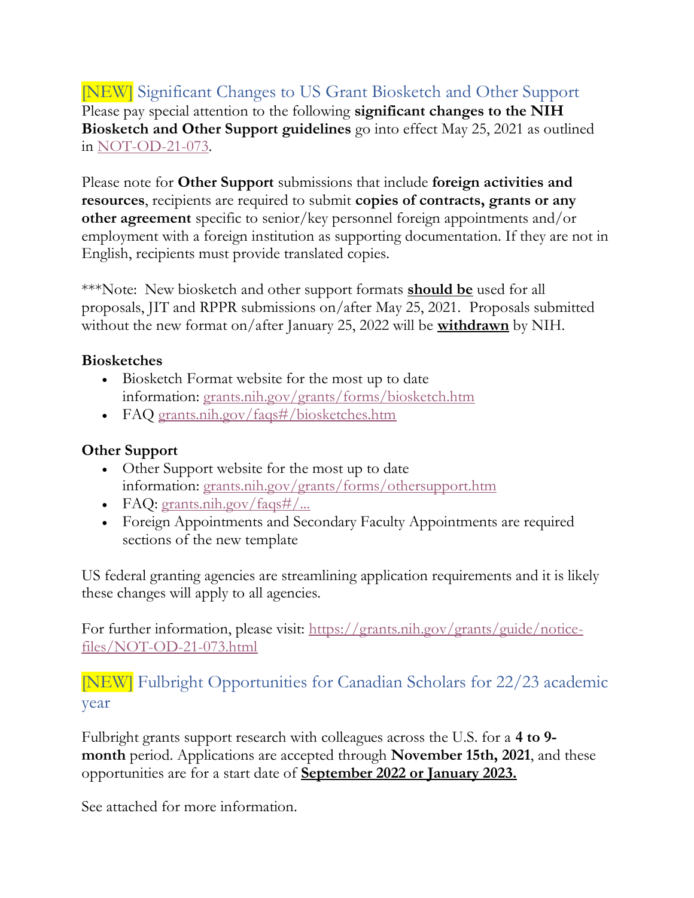## [NEW] Significant Changes to US Grant Biosketch and Other Support

Please pay special attention to the following **significant changes to the NIH Biosketch and Other Support guidelines** go into effect May 25, 2021 as outlined in [NOT-OD-21-073](https://grants.nih.gov/grants/guide/notice-files/NOT-OD-21-073.html).

Please note for **Other Support** submissions that include **foreign activities and resources**, recipients are required to submit **copies of contracts, grants or any other agreement** specific to senior/key personnel foreign appointments and/or employment with a foreign institution as supporting documentation. If they are not in English, recipients must provide translated copies.

***Note: New biosketch and other support formats **should be** used for all proposals, JIT and RPPR submissions on/after May 25, 2021. Proposals submitted without the new format on/after January 25, 2022 will be **withdrawn** by NIH.

**Biosketches**

- Biosketch Format website for the most up to date information: grants.nih.gov/grants/forms/biosketch.htm
- FAQ grants.nih.gov/faqs#/biosketches.htm

**Other Support**

- Other Support website for the most up to date information: grants.nih.gov/grants/forms/othersupport.htm
- FAQ: grants.nih.gov/faqs#/...
- Foreign Appointments and Secondary Faculty Appointments are required sections of the new template

US federal granting agencies are streamlining application requirements and it is likely these changes will apply to all agencies.

For further information, please visit: https://grants.nih.gov/grants/guide/notice-files/NOT-OD-21-073.html

## [NEW] Fulbright Opportunities for Canadian Scholars for 22/23 academic year

Fulbright grants support research with colleagues across the U.S. for a **4 to 9-month** period. Applications are accepted through **November 15th, 2021**, and these opportunities are for a start date of **September 2022 or January 2023.**

See attached for more information.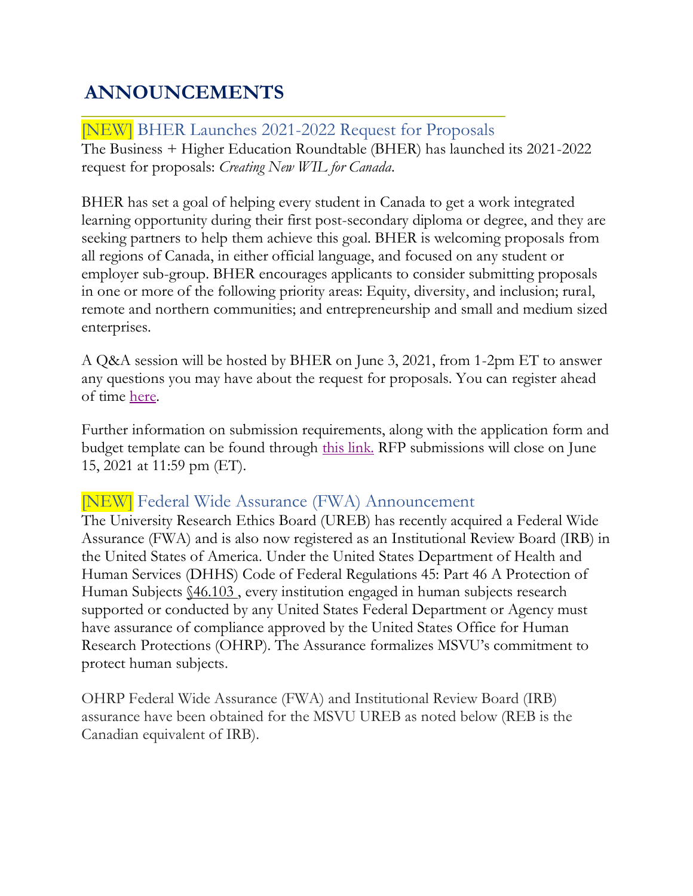# ANNOUNCEMENTS

## [NEW] BHER Launches 2021-2022 Request for Proposals

The Business + Higher Education Roundtable (BHER) has launched its 2021-2022 request for proposals: *Creating New WIL for Canada*.

BHER has set a goal of helping every student in Canada to get a work integrated learning opportunity during their first post-secondary diploma or degree, and they are seeking partners to help them achieve this goal. BHER is welcoming proposals from all regions of Canada, in either official language, and focused on any student or employer sub-group. BHER encourages applicants to consider submitting proposals in one or more of the following priority areas: Equity, diversity, and inclusion; rural, remote and northern communities; and entrepreneurship and small and medium sized enterprises.

A Q&A session will be hosted by BHER on June 3, 2021, from 1-2pm ET to answer any questions you may have about the request for proposals. You can register ahead of time here.

Further information on submission requirements, along with the application form and budget template can be found through this link. RFP submissions will close on June 15, 2021 at 11:59 pm (ET).

## [NEW] Federal Wide Assurance (FWA) Announcement

The University Research Ethics Board (UREB) has recently acquired a Federal Wide Assurance (FWA) and is also now registered as an Institutional Review Board (IRB) in the United States of America. Under the United States Department of Health and Human Services (DHHS) Code of Federal Regulations 45: Part 46 A Protection of Human Subjects §46.103 , every institution engaged in human subjects research supported or conducted by any United States Federal Department or Agency must have assurance of compliance approved by the United States Office for Human Research Protections (OHRP). The Assurance formalizes MSVU's commitment to protect human subjects.

OHRP Federal Wide Assurance (FWA) and Institutional Review Board (IRB) assurance have been obtained for the MSVU UREB as noted below (REB is the Canadian equivalent of IRB).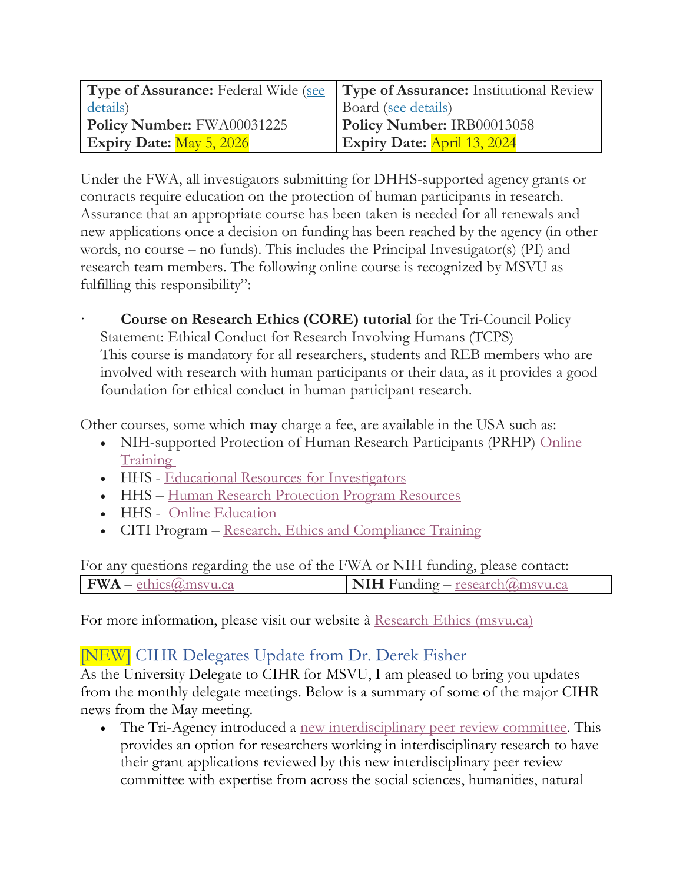| Type of Assurance: Federal Wide (see details) | Type of Assurance: Institutional Review Board (see details) |
|---|---|
| **Policy Number:** FWA00031225 | **Policy Number:** IRB00013058 |
| **Expiry Date:** May 5, 2026 | **Expiry Date:** April 13, 2024 |

Under the FWA, all investigators submitting for DHHS-supported agency grants or contracts require education on the protection of human participants in research. Assurance that an appropriate course has been taken is needed for all renewals and new applications once a decision on funding has been reached by the agency (in other words, no course – no funds). This includes the Principal Investigator(s) (PI) and research team members. The following online course is recognized by MSVU as fulfilling this responsibility":

- **Course on Research Ethics (CORE) tutorial** for the Tri-Council Policy Statement: Ethical Conduct for Research Involving Humans (TCPS)
  This course is mandatory for all researchers, students and REB members who are involved with research with human participants or their data, as it provides a good foundation for ethical conduct in human participant research.

Other courses, some which **may** charge a fee, are available in the USA such as:

- NIH-supported Protection of Human Research Participants (PRHP) Online Training
- HHS - Educational Resources for Investigators
- HHS – Human Research Protection Program Resources
- HHS - Online Education
- CITI Program – Research, Ethics and Compliance Training

For any questions regarding the use of the FWA or NIH funding, please contact:

| **FWA** – ethics@msvu.ca | **NIH** Funding – research@msvu.ca |
|---|---|

For more information, please visit our website à Research Ethics (msvu.ca)

## [NEW] CIHR Delegates Update from Dr. Derek Fisher

As the University Delegate to CIHR for MSVU, I am pleased to bring you updates from the monthly delegate meetings. Below is a summary of some of the major CIHR news from the May meeting.

- The Tri-Agency introduced a new interdisciplinary peer review committee. This provides an option for researchers working in interdisciplinary research to have their grant applications reviewed by this new interdisciplinary peer review committee with expertise from across the social sciences, humanities, natural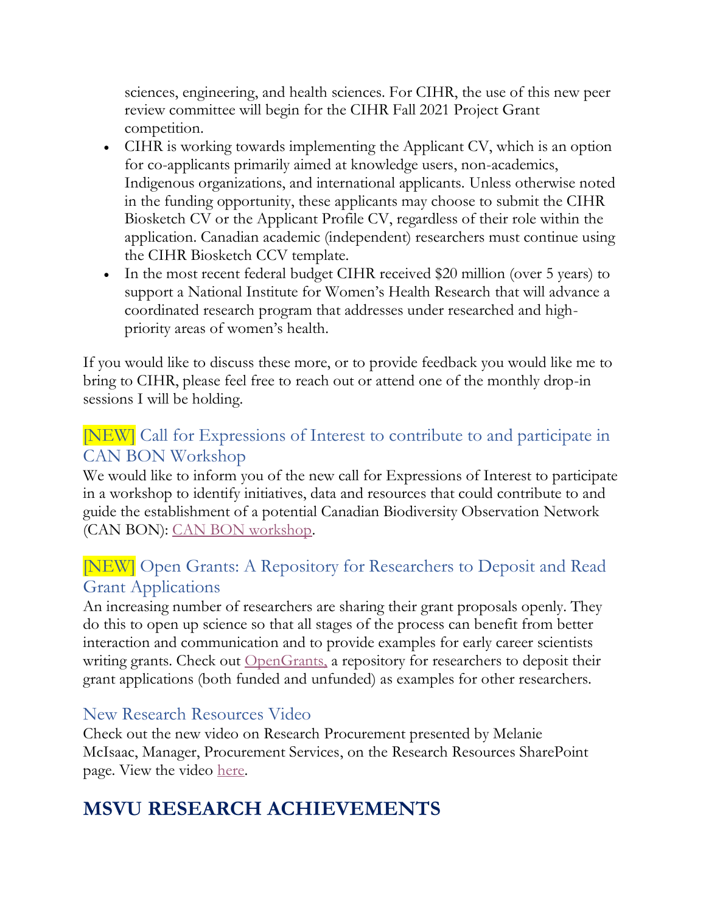sciences, engineering, and health sciences. For CIHR, the use of this new peer review committee will begin for the CIHR Fall 2021 Project Grant competition.

- CIHR is working towards implementing the Applicant CV, which is an option for co-applicants primarily aimed at knowledge users, non-academics, Indigenous organizations, and international applicants. Unless otherwise noted in the funding opportunity, these applicants may choose to submit the CIHR Biosketch CV or the Applicant Profile CV, regardless of their role within the application. Canadian academic (independent) researchers must continue using the CIHR Biosketch CCV template.
- In the most recent federal budget CIHR received $20 million (over 5 years) to support a National Institute for Women's Health Research that will advance a coordinated research program that addresses under researched and high-priority areas of women's health.

If you would like to discuss these more, or to provide feedback you would like me to bring to CIHR, please feel free to reach out or attend one of the monthly drop-in sessions I will be holding.

### [NEW] Call for Expressions of Interest to contribute to and participate in CAN BON Workshop

We would like to inform you of the new call for Expressions of Interest to participate in a workshop to identify initiatives, data and resources that could contribute to and guide the establishment of a potential Canadian Biodiversity Observation Network (CAN BON): CAN BON workshop.

### [NEW] Open Grants: A Repository for Researchers to Deposit and Read Grant Applications

An increasing number of researchers are sharing their grant proposals openly. They do this to open up science so that all stages of the process can benefit from better interaction and communication and to provide examples for early career scientists writing grants. Check out OpenGrants, a repository for researchers to deposit their grant applications (both funded and unfunded) as examples for other researchers.

### New Research Resources Video

Check out the new video on Research Procurement presented by Melanie McIsaac, Manager, Procurement Services, on the Research Resources SharePoint page. View the video here.

## MSVU RESEARCH ACHIEVEMENTS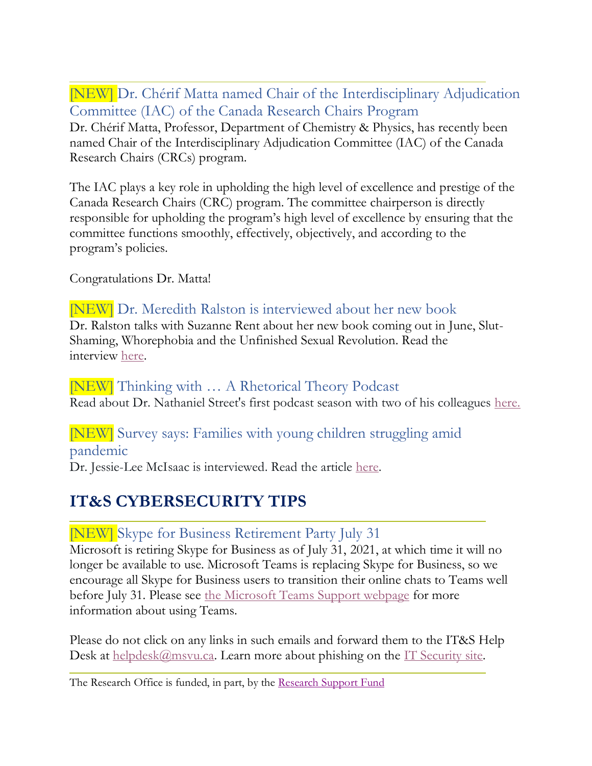---

### [NEW] Dr. Chérif Matta named Chair of the Interdisciplinary Adjudication Committee (IAC) of the Canada Research Chairs Program

Dr. Chérif Matta, Professor, Department of Chemistry & Physics, has recently been named Chair of the Interdisciplinary Adjudication Committee (IAC) of the Canada Research Chairs (CRCs) program.

The IAC plays a key role in upholding the high level of excellence and prestige of the Canada Research Chairs (CRC) program. The committee chairperson is directly responsible for upholding the program's high level of excellence by ensuring that the committee functions smoothly, effectively, objectively, and according to the program's policies.

Congratulations Dr. Matta!

### [NEW] Dr. Meredith Ralston is interviewed about her new book

Dr. Ralston talks with Suzanne Rent about her new book coming out in June, Slut-Shaming, Whorephobia and the Unfinished Sexual Revolution. Read the interview here.

### [NEW] Thinking with … A Rhetorical Theory Podcast

Read about Dr. Nathaniel Street's first podcast season with two of his colleagues here.

### [NEW] Survey says: Families with young children struggling amid pandemic

Dr. Jessie-Lee McIsaac is interviewed. Read the article here.

## IT&S CYBERSECURITY TIPS

---

### [NEW] Skype for Business Retirement Party July 31

Microsoft is retiring Skype for Business as of July 31, 2021, at which time it will no longer be available to use. Microsoft Teams is replacing Skype for Business, so we encourage all Skype for Business users to transition their online chats to Teams well before July 31. Please see the Microsoft Teams Support webpage for more information about using Teams.

Please do not click on any links in such emails and forward them to the IT&S Help Desk at helpdesk@msvu.ca. Learn more about phishing on the IT Security site.

---

The Research Office is funded, in part, by the Research Support Fund